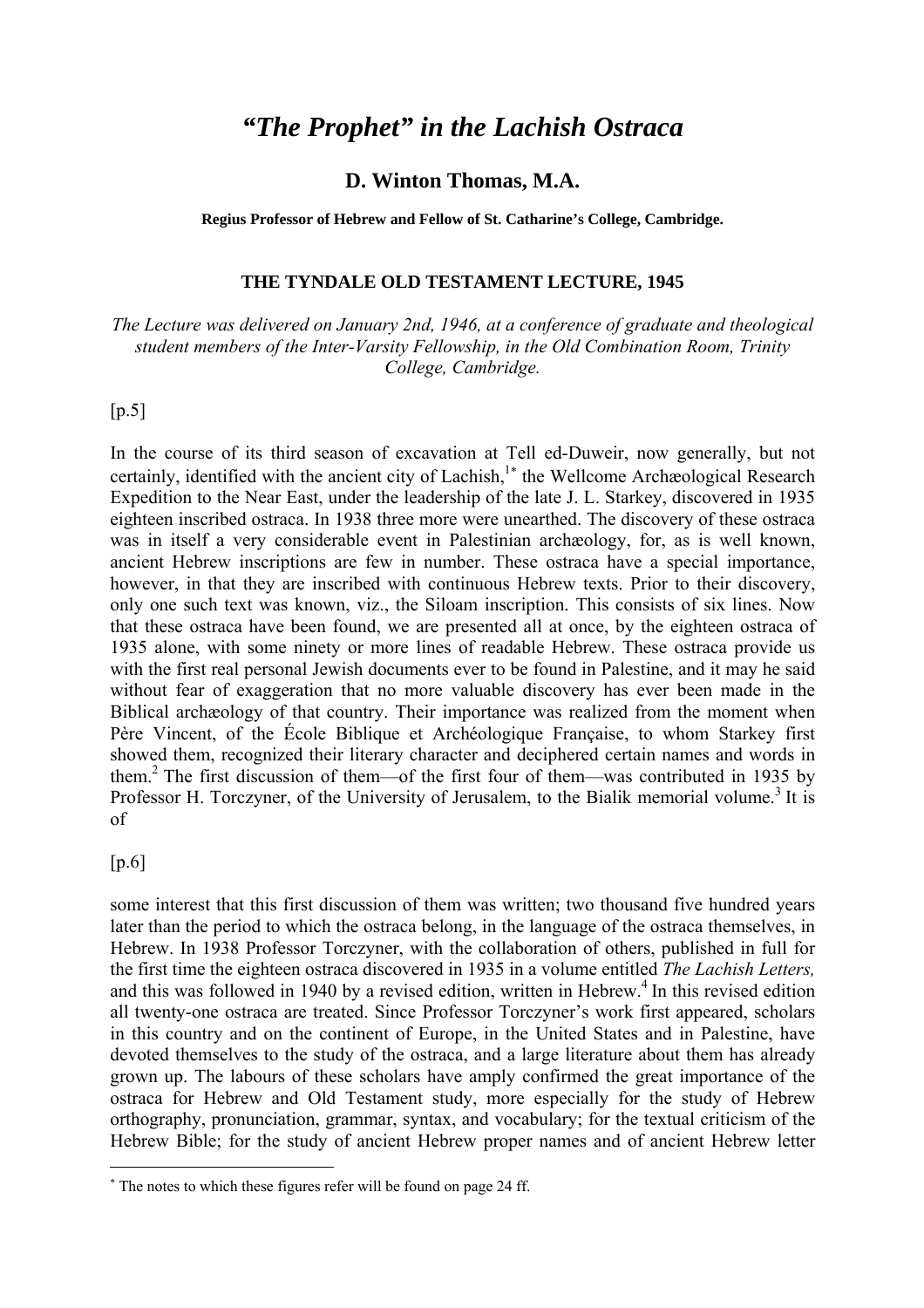# *"The Prophet" in the Lachish Ostraca*

## D. Winton Thomas, M.A.

**Regius Professor of Hebrew and Fellow of St. Catharine's College, Cambridge.**

### THE TYNDALE OLD TESTAMENT LECTURE, 1945

*The Lecture was delivered on January 2nd, 1946, at a conference of graduate and theological student members of the Inter-Varsity Fellowship, in the Old Combination Room, Trinity College, Cambridge.*

[p.5]

In the course of its third season of excavation at Tell ed-Duweir, now generally, but not certainly, identified with the ancient city of Lachish,[1*] the Wellcome Archæological Research Expedition to the Near East, under the leadership of the late J. L. Starkey, discovered in 1935 eighteen inscribed ostraca. In 1938 three more were unearthed. The discovery of these ostraca was in itself a very considerable event in Palestinian archæology, for, as is well known, ancient Hebrew inscriptions are few in number. These ostraca have a special importance, however, in that they are inscribed with continuous Hebrew texts. Prior to their discovery, only one such text was known, viz., the Siloam inscription. This consists of six lines. Now that these ostraca have been found, we are presented all at once, by the eighteen ostraca of 1935 alone, with some ninety or more lines of readable Hebrew. These ostraca provide us with the first real personal Jewish documents ever to be found in Palestine, and it may he said without fear of exaggeration that no more valuable discovery has ever been made in the Biblical archæology of that country. Their importance was realized from the moment when Père Vincent, of the École Biblique et Archéologique Française, to whom Starkey first showed them, recognized their literary character and deciphered certain names and words in them.[2] The first discussion of them—of the first four of them—was contributed in 1935 by Professor H. Torczyner, of the University of Jerusalem, to the Bialik memorial volume.[3] It is of

[p.6]

some interest that this first discussion of them was written; two thousand five hundred years later than the period to which the ostraca belong, in the language of the ostraca themselves, in Hebrew. In 1938 Professor Torczyner, with the collaboration of others, published in full for the first time the eighteen ostraca discovered in 1935 in a volume entitled *The Lachish Letters,* and this was followed in 1940 by a revised edition, written in Hebrew.[4] In this revised edition all twenty-one ostraca are treated. Since Professor Torczyner's work first appeared, scholars in this country and on the continent of Europe, in the United States and in Palestine, have devoted themselves to the study of the ostraca, and a large literature about them has already grown up. The labours of these scholars have amply confirmed the great importance of the ostraca for Hebrew and Old Testament study, more especially for the study of Hebrew orthography, pronunciation, grammar, syntax, and vocabulary; for the textual criticism of the Hebrew Bible; for the study of ancient Hebrew proper names and of ancient Hebrew letter

---

[*] The notes to which these figures refer will be found on page 24 ff.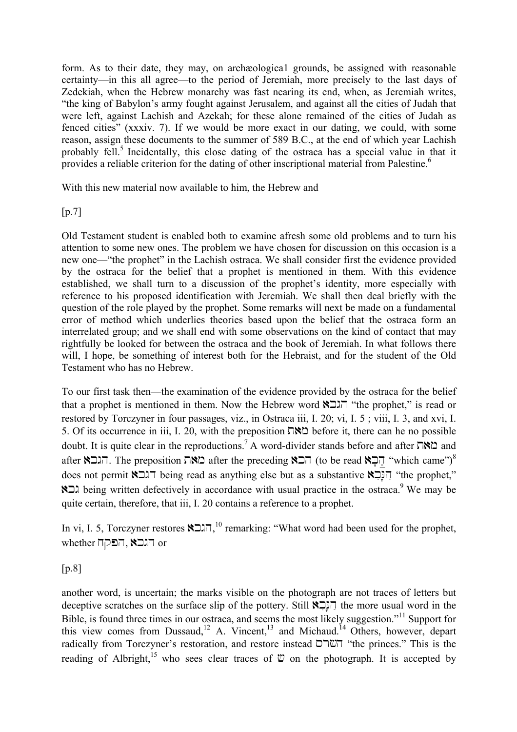form. As to their date, they may, on archæological grounds, be assigned with reasonable certainty—in this all agree—to the period of Jeremiah, more precisely to the last days of Zedekiah, when the Hebrew monarchy was fast nearing its end, when, as Jeremiah writes, "the king of Babylon's army fought against Jerusalem, and against all the cities of Judah that were left, against Lachish and Azekah; for these alone remained of the cities of Judah as fenced cities" (xxxiv. 7). If we would be more exact in our dating, we could, with some reason, assign these documents to the summer of 589 B.C., at the end of which year Lachish probably fell.[5] Incidentally, this close dating of the ostraca has a special value in that it provides a reliable criterion for the dating of other inscriptional material from Palestine.[6]

With this new material now available to him, the Hebrew and

[p.7]

Old Testament student is enabled both to examine afresh some old problems and to turn his attention to some new ones. The problem we have chosen for discussion on this occasion is a new one—"the prophet" in the Lachish ostraca. We shall consider first the evidence provided by the ostraca for the belief that a prophet is mentioned in them. With this evidence established, we shall turn to a discussion of the prophet's identity, more especially with reference to his proposed identification with Jeremiah. We shall then deal briefly with the question of the role played by the prophet. Some remarks will next be made on a fundamental error of method which underlies theories based upon the belief that the ostraca form an interrelated group; and we shall end with some observations on the kind of contact that may rightfully be looked for between the ostraca and the book of Jeremiah. In what follows there will, I hope, be something of interest both for the Hebraist, and for the student of the Old Testament who has no Hebrew.

To our first task then—the examination of the evidence provided by the ostraca for the belief that a prophet is mentioned in them. Now the Hebrew word הנבא "the prophet," is read or restored by Torczyner in four passages, viz., in Ostraca iii, I. 20; vi, I. 5 ; viii, I. 3, and xvi, I. 5. Of its occurrence in iii, I. 20, with the preposition מאת before it, there can he no possible doubt. It is quite clear in the reproductions.[7] A word-divider stands before and after מאת and after הנבא. The preposition מאת after the preceding הבא (to be read הַבָּא "which came")[8] does not permit הנבא being read as anything else but as a substantive הַנָּבָא "the prophet," נבא being written defectively in accordance with usual practice in the ostraca.[9] We may be quite certain, therefore, that iii, I. 20 contains a reference to a prophet.

In vi, I. 5, Torczyner restores הנבא,[10] remarking: "What word had been used for the prophet, whether הנבא, הפקח or

[p.8]

another word, is uncertain; the marks visible on the photograph are not traces of letters but deceptive scratches on the surface slip of the pottery. Still הַנָּבָא the more usual word in the Bible, is found three times in our ostraca, and seems the most likely suggestion."[11] Support for this view comes from Dussaud,[12] A. Vincent,[13] and Michaud.[14] Others, however, depart radically from Torczyner's restoration, and restore instead השרם "the princes." This is the reading of Albright,[15] who sees clear traces of ש on the photograph. It is accepted by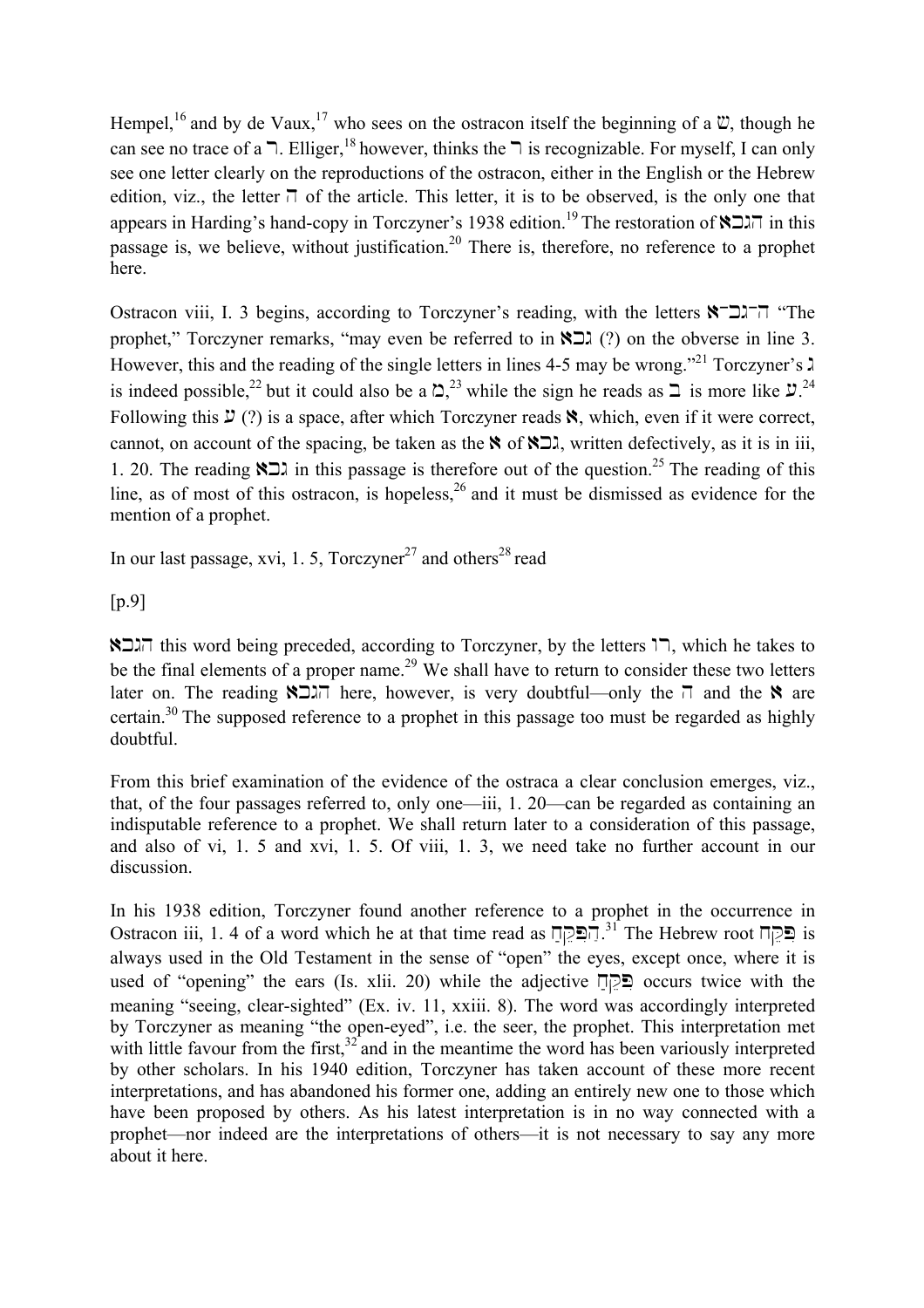Hempel,[16] and by de Vaux,[17] who sees on the ostracon itself the beginning of a ש, though he can see no trace of a ר. Elliger,[18] however, thinks the ר is recognizable. For myself, I can only see one letter clearly on the reproductions of the ostracon, either in the English or the Hebrew edition, viz., the letter ה of the article. This letter, it is to be observed, is the only one that appears in Harding's hand-copy in Torczyner's 1938 edition.[19] The restoration of הנבא in this passage is, we believe, without justification.[20] There is, therefore, no reference to a prophet here.

Ostracon viii, I. 3 begins, according to Torczyner's reading, with the letters ה־נב־א "The prophet," Torczyner remarks, "may even be referred to in נבא (?) on the obverse in line 3. However, this and the reading of the single letters in lines 4-5 may be wrong."[21] Torczyner's נ is indeed possible,[22] but it could also be a מ,[23] while the sign he reads as ב is more like ע.[24] Following this ע (?) is a space, after which Torczyner reads א, which, even if it were correct, cannot, on account of the spacing, be taken as the א of נבא, written defectively, as it is in iii, 1. 20. The reading נבא in this passage is therefore out of the question.[25] The reading of this line, as of most of this ostracon, is hopeless,[26] and it must be dismissed as evidence for the mention of a prophet.

In our last passage, xvi, 1. 5, Torczyner[27] and others[28] read

[p.9]

הנבא this word being preceded, according to Torczyner, by the letters הו, which he takes to be the final elements of a proper name.[29] We shall have to return to consider these two letters later on. The reading הנבא here, however, is very doubtful—only the ה and the א are certain.[30] The supposed reference to a prophet in this passage too must be regarded as highly doubtful.

From this brief examination of the evidence of the ostraca a clear conclusion emerges, viz., that, of the four passages referred to, only one—iii, 1. 20—can be regarded as containing an indisputable reference to a prophet. We shall return later to a consideration of this passage, and also of vi, 1. 5 and xvi, 1. 5. Of viii, 1. 3, we need take no further account in our discussion.

In his 1938 edition, Torczyner found another reference to a prophet in the occurrence in Ostracon iii, 1. 4 of a word which he at that time read as הַפִּקֵּחַ.[31] The Hebrew root פָּקַח is always used in the Old Testament in the sense of "open" the eyes, except once, where it is used of "opening" the ears (Is. xlii. 20) while the adjective פִּקֵּחַ occurs twice with the meaning "seeing, clear-sighted" (Ex. iv. 11, xxiii. 8). The word was accordingly interpreted by Torczyner as meaning "the open-eyed", i.e. the seer, the prophet. This interpretation met with little favour from the first,[32] and in the meantime the word has been variously interpreted by other scholars. In his 1940 edition, Torczyner has taken account of these more recent interpretations, and has abandoned his former one, adding an entirely new one to those which have been proposed by others. As his latest interpretation is in no way connected with a prophet—nor indeed are the interpretations of others—it is not necessary to say any more about it here.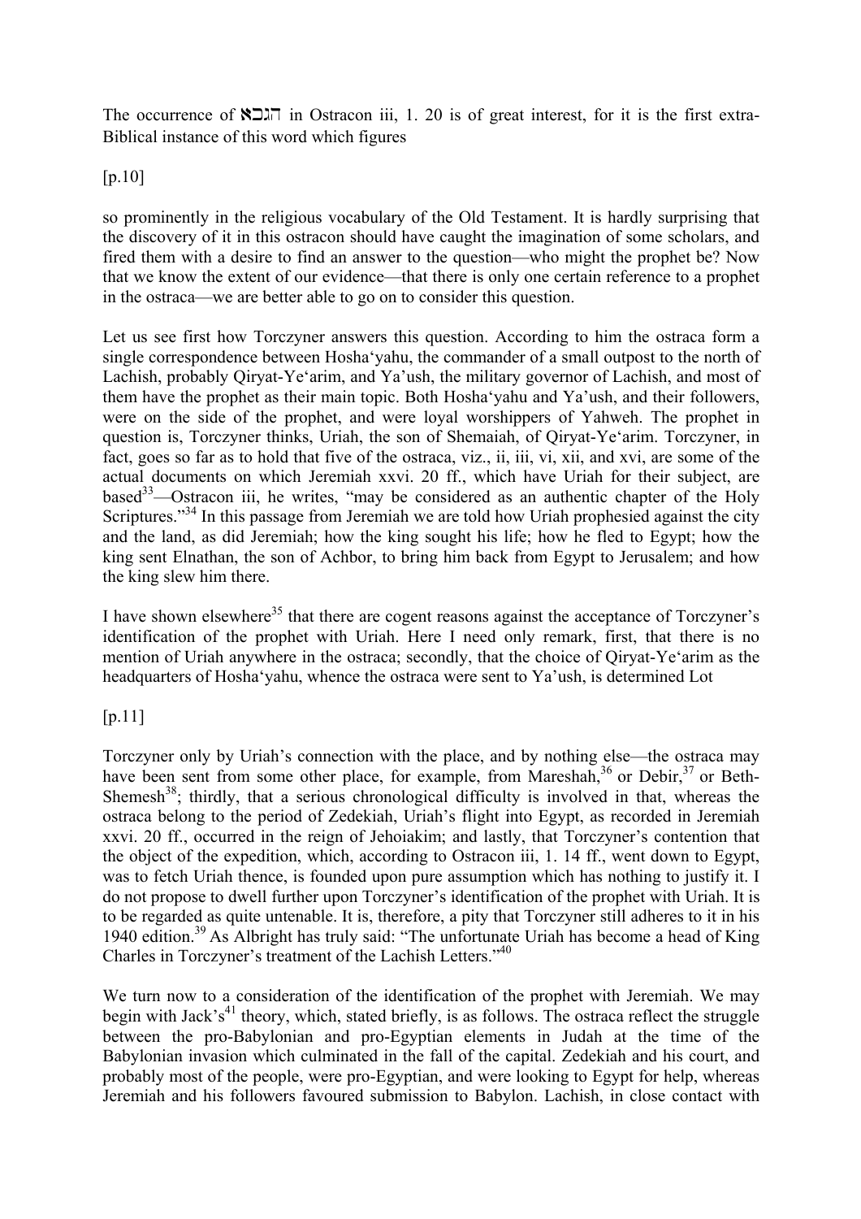The occurrence of הנבא in Ostracon iii, 1. 20 is of great interest, for it is the first extra-Biblical instance of this word which figures

[p.10]

so prominently in the religious vocabulary of the Old Testament. It is hardly surprising that the discovery of it in this ostracon should have caught the imagination of some scholars, and fired them with a desire to find an answer to the question—who might the prophet be? Now that we know the extent of our evidence—that there is only one certain reference to a prophet in the ostraca—we are better able to go on to consider this question.

Let us see first how Torczyner answers this question. According to him the ostraca form a single correspondence between Hosha'yahu, the commander of a small outpost to the north of Lachish, probably Qiryat-Ye'arim, and Ya'ush, the military governor of Lachish, and most of them have the prophet as their main topic. Both Hosha'yahu and Ya'ush, and their followers, were on the side of the prophet, and were loyal worshippers of Yahweh. The prophet in question is, Torczyner thinks, Uriah, the son of Shemaiah, of Qiryat-Ye'arim. Torczyner, in fact, goes so far as to hold that five of the ostraca, viz., ii, iii, vi, xii, and xvi, are some of the actual documents on which Jeremiah xxvi. 20 ff., which have Uriah for their subject, are based[33]—Ostracon iii, he writes, "may be considered as an authentic chapter of the Holy Scriptures."[34] In this passage from Jeremiah we are told how Uriah prophesied against the city and the land, as did Jeremiah; how the king sought his life; how he fled to Egypt; how the king sent Elnathan, the son of Achbor, to bring him back from Egypt to Jerusalem; and how the king slew him there.

I have shown elsewhere[35] that there are cogent reasons against the acceptance of Torczyner's identification of the prophet with Uriah. Here I need only remark, first, that there is no mention of Uriah anywhere in the ostraca; secondly, that the choice of Qiryat-Ye'arim as the headquarters of Hosha'yahu, whence the ostraca were sent to Ya'ush, is determined Lot

[p.11]

Torczyner only by Uriah's connection with the place, and by nothing else—the ostraca may have been sent from some other place, for example, from Mareshah,[36] or Debir,[37] or Beth-Shemesh[38]; thirdly, that a serious chronological difficulty is involved in that, whereas the ostraca belong to the period of Zedekiah, Uriah's flight into Egypt, as recorded in Jeremiah xxvi. 20 ff., occurred in the reign of Jehoiakim; and lastly, that Torczyner's contention that the object of the expedition, which, according to Ostracon iii, 1. 14 ff., went down to Egypt, was to fetch Uriah thence, is founded upon pure assumption which has nothing to justify it. I do not propose to dwell further upon Torczyner's identification of the prophet with Uriah. It is to be regarded as quite untenable. It is, therefore, a pity that Torczyner still adheres to it in his 1940 edition.[39] As Albright has truly said: "The unfortunate Uriah has become a head of King Charles in Torczyner's treatment of the Lachish Letters."[40]

We turn now to a consideration of the identification of the prophet with Jeremiah. We may begin with Jack's[41] theory, which, stated briefly, is as follows. The ostraca reflect the struggle between the pro-Babylonian and pro-Egyptian elements in Judah at the time of the Babylonian invasion which culminated in the fall of the capital. Zedekiah and his court, and probably most of the people, were pro-Egyptian, and were looking to Egypt for help, whereas Jeremiah and his followers favoured submission to Babylon. Lachish, in close contact with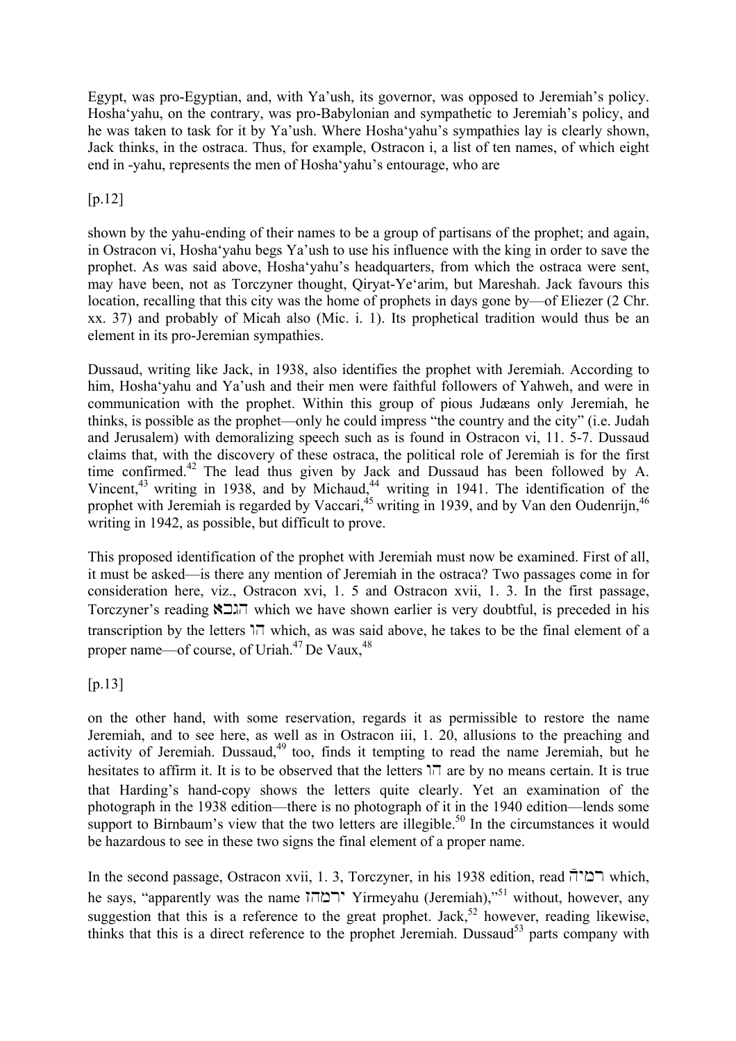Egypt, was pro-Egyptian, and, with Ya'ush, its governor, was opposed to Jeremiah's policy. Hosha'yahu, on the contrary, was pro-Babylonian and sympathetic to Jeremiah's policy, and he was taken to task for it by Ya'ush. Where Hosha'yahu's sympathies lay is clearly shown, Jack thinks, in the ostraca. Thus, for example, Ostracon i, a list of ten names, of which eight end in -yahu, represents the men of Hosha'yahu's entourage, who are

[p.12]

shown by the yahu-ending of their names to be a group of partisans of the prophet; and again, in Ostracon vi, Hosha'yahu begs Ya'ush to use his influence with the king in order to save the prophet. As was said above, Hosha'yahu's headquarters, from which the ostraca were sent, may have been, not as Torczyner thought, Qiryat-Ye'arim, but Mareshah. Jack favours this location, recalling that this city was the home of prophets in days gone by—of Eliezer (2 Chr. xx. 37) and probably of Micah also (Mic. i. 1). Its prophetical tradition would thus be an element in its pro-Jeremian sympathies.

Dussaud, writing like Jack, in 1938, also identifies the prophet with Jeremiah. According to him, Hosha'yahu and Ya'ush and their men were faithful followers of Yahweh, and were in communication with the prophet. Within this group of pious Judæans only Jeremiah, he thinks, is possible as the prophet—only he could impress "the country and the city" (i.e. Judah and Jerusalem) with demoralizing speech such as is found in Ostracon vi, 11. 5-7. Dussaud claims that, with the discovery of these ostraca, the political role of Jeremiah is for the first time confirmed.[42] The lead thus given by Jack and Dussaud has been followed by A. Vincent,[43] writing in 1938, and by Michaud,[44] writing in 1941. The identification of the prophet with Jeremiah is regarded by Vaccari,[45] writing in 1939, and by Van den Oudenrijn,[46] writing in 1942, as possible, but difficult to prove.

This proposed identification of the prophet with Jeremiah must now be examined. First of all, it must be asked—is there any mention of Jeremiah in the ostraca? Two passages come in for consideration here, viz., Ostracon xvi, 1. 5 and Ostracon xvii, 1. 3. In the first passage, Torczyner's reading הנבא which we have shown earlier is very doubtful, is preceded in his transcription by the letters הו which, as was said above, he takes to be the final element of a proper name—of course, of Uriah.[47] De Vaux,[48]

[p.13]

on the other hand, with some reservation, regards it as permissible to restore the name Jeremiah, and to see here, as well as in Ostracon iii, 1. 20, allusions to the preaching and activity of Jeremiah. Dussaud,[49] too, finds it tempting to read the name Jeremiah, but he hesitates to affirm it. It is to be observed that the letters הו are by no means certain. It is true that Harding's hand-copy shows the letters quite clearly. Yet an examination of the photograph in the 1938 edition—there is no photograph of it in the 1940 edition—lends some support to Birnbaum's view that the two letters are illegible.[50] In the circumstances it would be hazardous to see in these two signs the final element of a proper name.

In the second passage, Ostracon xvii, 1. 3, Torczyner, in his 1938 edition, read רמיה̊ which, he says, "apparently was the name ירמיהו Yirmeyahu (Jeremiah),"[51] without, however, any suggestion that this is a reference to the great prophet. Jack,[52] however, reading likewise, thinks that this is a direct reference to the prophet Jeremiah. Dussaud[53] parts company with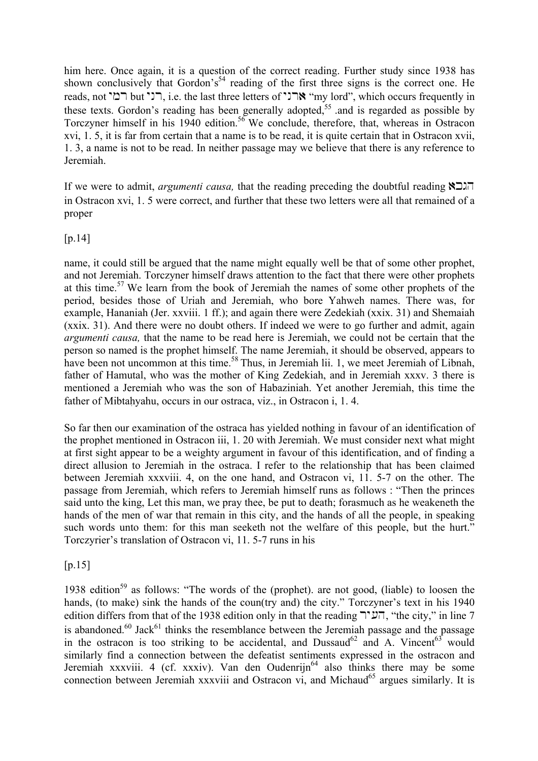him here. Once again, it is a question of the correct reading. Further study since 1938 has shown conclusively that Gordon's[54] reading of the first three signs is the correct one. He reads, not רמי but רני, i.e. the last three letters of ארני "my lord", which occurs frequently in these texts. Gordon's reading has been generally adopted,[55] .and is regarded as possible by Torczyner himself in his 1940 edition.[56] We conclude, therefore, that, whereas in Ostracon xvi, 1. 5, it is far from certain that a name is to be read, it is quite certain that in Ostracon xvii, 1. 3, a name is not to be read. In neither passage may we believe that there is any reference to Jeremiah.

If we were to admit, *argumenti causa,* that the reading preceding the doubtful reading הנבא in Ostracon xvi, 1. 5 were correct, and further that these two letters were all that remained of a proper

[p.14]

name, it could still be argued that the name might equally well be that of some other prophet, and not Jeremiah. Torczyner himself draws attention to the fact that there were other prophets at this time.[57] We learn from the book of Jeremiah the names of some other prophets of the period, besides those of Uriah and Jeremiah, who bore Yahweh names. There was, for example, Hananiah (Jer. xxviii. 1 ff.); and again there were Zedekiah (xxix. 31) and Shemaiah (xxix. 31). And there were no doubt others. If indeed we were to go further and admit, again *argumenti causa,* that the name to be read here is Jeremiah, we could not be certain that the person so named is the prophet himself. The name Jeremiah, it should be observed, appears to have been not uncommon at this time.[58] Thus, in Jeremiah lii. 1, we meet Jeremiah of Libnah, father of Hamutal, who was the mother of King Zedekiah, and in Jeremiah xxxv. 3 there is mentioned a Jeremiah who was the son of Habaziniah. Yet another Jeremiah, this time the father of Mibtaḥyahu, occurs in our ostraca, viz., in Ostracon i, 1. 4.

So far then our examination of the ostraca has yielded nothing in favour of an identification of the prophet mentioned in Ostracon iii, 1. 20 with Jeremiah. We must consider next what might at first sight appear to be a weighty argument in favour of this identification, and of finding a direct allusion to Jeremiah in the ostraca. I refer to the relationship that has been claimed between Jeremiah xxxviii. 4, on the one hand, and Ostracon vi, 11. 5-7 on the other. The passage from Jeremiah, which refers to Jeremiah himself runs as follows : "Then the princes said unto the king, Let this man, we pray thee, be put to death; forasmuch as he weakeneth the hands of the men of war that remain in this city, and the hands of all the people, in speaking such words unto them: for this man seeketh not the welfare of this people, but the hurt." Torczyrier's translation of Ostracon vi, 11. 5-7 runs in his

[p.15]

1938 edition[59] as follows: "The words of the (prophet). are not good, (liable) to loosen the hands, (to make) sink the hands of the coun(try and) the city." Torczyner's text in his 1940 edition differs from that of the 1938 edition only in that the reading העיר, "the city," in line 7 is abandoned.[60] Jack[61] thinks the resemblance between the Jeremiah passage and the passage in the ostracon is too striking to be accidental, and Dussaud[62] and A. Vincent[63] would similarly find a connection between the defeatist sentiments expressed in the ostracon and Jeremiah xxxviii. 4 (cf. xxxiv). Van den Oudenrijn[64] also thinks there may be some connection between Jeremiah xxxviii and Ostracon vi, and Michaud[65] argues similarly. It is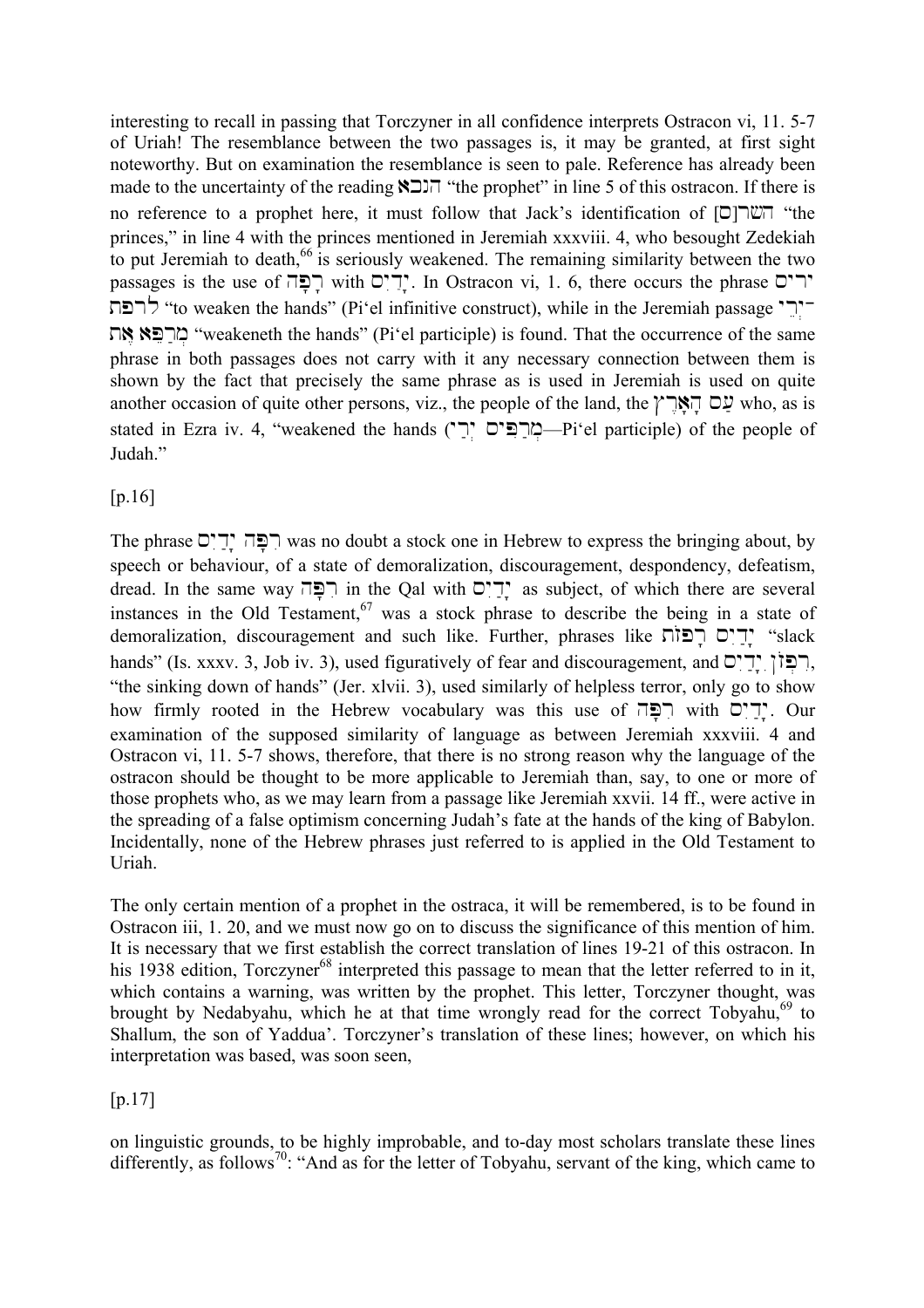interesting to recall in passing that Torczyner in all confidence interprets Ostracon vi, ll. 5-7 of Uriah! The resemblance between the two passages is, it may be granted, at first sight noteworthy. But on examination the resemblance is seen to pale. Reference has already been made to the uncertainty of the reading הנבא "the prophet" in line 5 of this ostracon. If there is no reference to a prophet here, it must follow that Jack's identification of [ם]השר "the princes," in line 4 with the princes mentioned in Jeremiah xxxviii. 4, who besought Zedekiah to put Jeremiah to death,[66] is seriously weakened. The remaining similarity between the two passages is the use of רָפָה with יָדַיִם. In Ostracon vi, 1. 6, there occurs the phrase ידים לרפת "to weaken the hands" (Pi'el infinitive construct), while in the Jeremiah passage יְדֵי־ מְרַפֵּא אֶת "weakeneth the hands" (Pi'el participle) is found. That the occurrence of the same phrase in both passages does not carry with it any necessary connection between them is shown by the fact that precisely the same phrase as is used in Jeremiah is used on quite another occasion of quite other persons, viz., the people of the land, the עַם הָאָרֶץ who, as is stated in Ezra iv. 4, "weakened the hands (מְרַפִּים יְדֵי—Pi'el participle) of the people of Judah."

[p.16]

The phrase רִפָּה יָדַיִם was no doubt a stock one in Hebrew to express the bringing about, by speech or behaviour, of a state of demoralization, discouragement, despondency, defeatism, dread. In the same way רָפָה in the Qal with יָדַיִם as subject, of which there are several instances in the Old Testament,[67] was a stock phrase to describe the being in a state of demoralization, discouragement and such like. Further, phrases like יָדַיִם רָפוֹת "slack hands" (Is. xxxv. 3, Job iv. 3), used figuratively of fear and discouragement, and רִפְיוֹן יָדַיִם, "the sinking down of hands" (Jer. xlvii. 3), used similarly of helpless terror, only go to show how firmly rooted in the Hebrew vocabulary was this use of רִפָּה with יָדַיִם. Our examination of the supposed similarity of language as between Jeremiah xxxviii. 4 and Ostracon vi, ll. 5-7 shows, therefore, that there is no strong reason why the language of the ostracon should be thought to be more applicable to Jeremiah than, say, to one or more of those prophets who, as we may learn from a passage like Jeremiah xxvii. 14 ff., were active in the spreading of a false optimism concerning Judah's fate at the hands of the king of Babylon. Incidentally, none of the Hebrew phrases just referred to is applied in the Old Testament to Uriah.

The only certain mention of a prophet in the ostraca, it will be remembered, is to be found in Ostracon iii, 1. 20, and we must now go on to discuss the significance of this mention of him. It is necessary that we first establish the correct translation of lines 19-21 of this ostracon. In his 1938 edition, Torczyner[68] interpreted this passage to mean that the letter referred to in it, which contains a warning, was written by the prophet. This letter, Torczyner thought, was brought by Nedabyahu, which he at that time wrongly read for the correct Tobyahu,[69] to Shallum, the son of Yaddua'. Torczyner's translation of these lines; however, on which his interpretation was based, was soon seen,

[p.17]

on linguistic grounds, to be highly improbable, and to-day most scholars translate these lines differently, as follows[70]: "And as for the letter of Tobyahu, servant of the king, which came to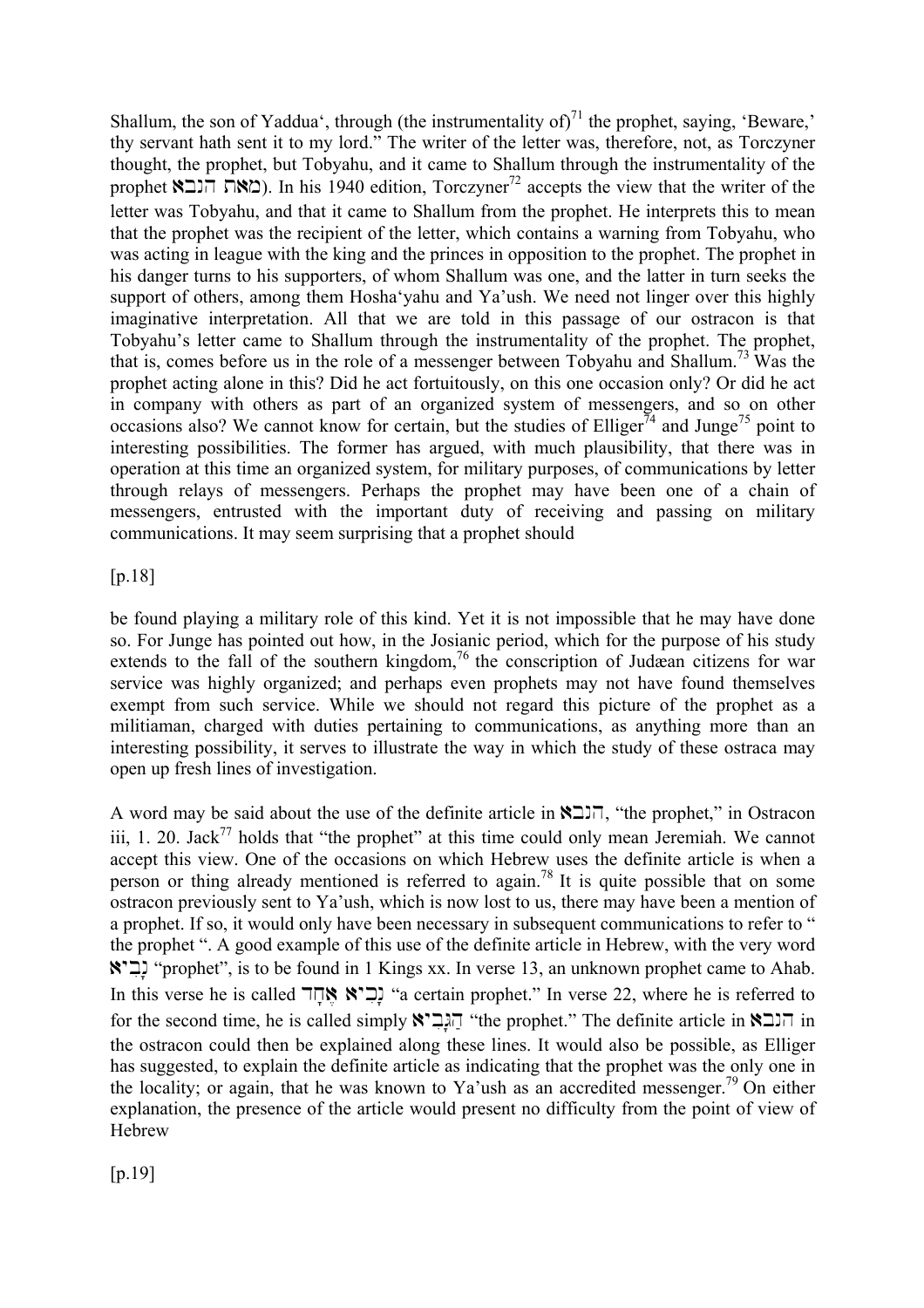Shallum, the son of Yaddua', through (the instrumentality of)[71] the prophet, saying, 'Beware,' thy servant hath sent it to my lord." The writer of the letter was, therefore, not, as Torczyner thought, the prophet, but Tobyahu, and it came to Shallum through the instrumentality of the prophet מאת הנבא). In his 1940 edition, Torczyner[72] accepts the view that the writer of the letter was Tobyahu, and that it came to Shallum from the prophet. He interprets this to mean that the prophet was the recipient of the letter, which contains a warning from Tobyahu, who was acting in league with the king and the princes in opposition to the prophet. The prophet in his danger turns to his supporters, of whom Shallum was one, and the latter in turn seeks the support of others, among them Hosha'yahu and Ya'ush. We need not linger over this highly imaginative interpretation. All that we are told in this passage of our ostracon is that Tobyahu's letter came to Shallum through the instrumentality of the prophet. The prophet, that is, comes before us in the role of a messenger between Tobyahu and Shallum.[73] Was the prophet acting alone in this? Did he act fortuitously, on this one occasion only? Or did he act in company with others as part of an organized system of messengers, and so on other occasions also? We cannot know for certain, but the studies of Elliger[74] and Junge[75] point to interesting possibilities. The former has argued, with much plausibility, that there was in operation at this time an organized system, for military purposes, of communications by letter through relays of messengers. Perhaps the prophet may have been one of a chain of messengers, entrusted with the important duty of receiving and passing on military communications. It may seem surprising that a prophet should

[p.18]

be found playing a military role of this kind. Yet it is not impossible that he may have done so. For Junge has pointed out how, in the Josianic period, which for the purpose of his study extends to the fall of the southern kingdom,[76] the conscription of Judæan citizens for war service was highly organized; and perhaps even prophets may not have found themselves exempt from such service. While we should not regard this picture of the prophet as a militiaman, charged with duties pertaining to communications, as anything more than an interesting possibility, it serves to illustrate the way in which the study of these ostraca may open up fresh lines of investigation.

A word may be said about the use of the definite article in הנבא, "the prophet," in Ostracon iii, 1. 20. Jack[77] holds that "the prophet" at this time could only mean Jeremiah. We cannot accept this view. One of the occasions on which Hebrew uses the definite article is when a person or thing already mentioned is referred to again.[78] It is quite possible that on some ostracon previously sent to Ya'ush, which is now lost to us, there may have been a mention of a prophet. If so, it would only have been necessary in subsequent communications to refer to " the prophet ". A good example of this use of the definite article in Hebrew, with the very word נָבִיא "prophet", is to be found in 1 Kings xx. In verse 13, an unknown prophet came to Ahab. In this verse he is called נָבִיא אֶחָד "a certain prophet." In verse 22, where he is referred to for the second time, he is called simply הַנָּבִיא "the prophet." The definite article in הנבא in the ostracon could then be explained along these lines. It would also be possible, as Elliger has suggested, to explain the definite article as indicating that the prophet was the only one in the locality; or again, that he was known to Ya'ush as an accredited messenger.[79] On either explanation, the presence of the article would present no difficulty from the point of view of Hebrew

[p.19]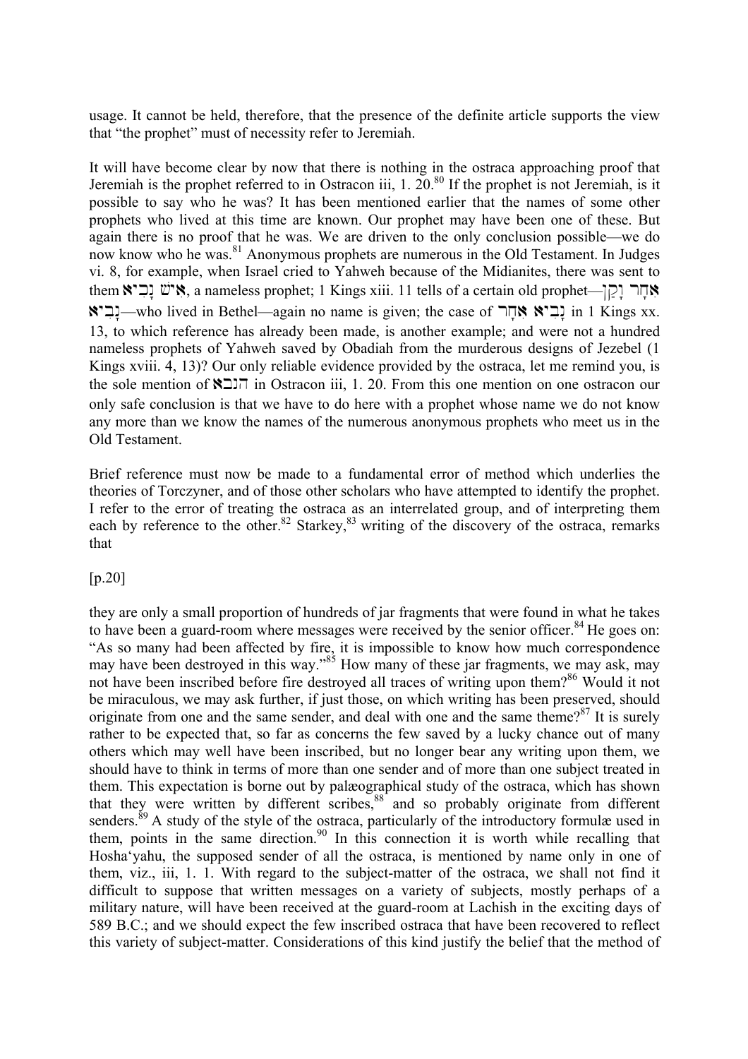usage. It cannot be held, therefore, that the presence of the definite article supports the view that "the prophet" must of necessity refer to Jeremiah.

It will have become clear by now that there is nothing in the ostraca approaching proof that Jeremiah is the prophet referred to in Ostracon iii, 1. 20.[80] If the prophet is not Jeremiah, is it possible to say who he was? It has been mentioned earlier that the names of some other prophets who lived at this time are known. Our prophet may have been one of these. But again there is no proof that he was. We are driven to the only conclusion possible—we do now know who he was.[81] Anonymous prophets are numerous in the Old Testament. In Judges vi. 8, for example, when Israel cried to Yahweh because of the Midianites, there was sent to them אִישׁ נָבִיא, a nameless prophet; 1 Kings xiii. 11 tells of a certain old prophet—אֶחָד זָקֵן נָבִיא—who lived in Bethel—again no name is given; the case of נָבִיא אֶחָד in 1 Kings xx. 13, to which reference has already been made, is another example; and were not a hundred nameless prophets of Yahweh saved by Obadiah from the murderous designs of Jezebel (1 Kings xviii. 4, 13)? Our only reliable evidence provided by the ostraca, let me remind you, is the sole mention of הנבא in Ostracon iii, 1. 20. From this one mention on one ostracon our only safe conclusion is that we have to do here with a prophet whose name we do not know any more than we know the names of the numerous anonymous prophets who meet us in the Old Testament.

Brief reference must now be made to a fundamental error of method which underlies the theories of Torczyner, and of those other scholars who have attempted to identify the prophet. I refer to the error of treating the ostraca as an interrelated group, and of interpreting them each by reference to the other.[82] Starkey,[83] writing of the discovery of the ostraca, remarks that

[p.20]

they are only a small proportion of hundreds of jar fragments that were found in what he takes to have been a guard-room where messages were received by the senior officer.[84] He goes on: "As so many had been affected by fire, it is impossible to know how much correspondence may have been destroyed in this way."[85] How many of these jar fragments, we may ask, may not have been inscribed before fire destroyed all traces of writing upon them?[86] Would it not be miraculous, we may ask further, if just those, on which writing has been preserved, should originate from one and the same sender, and deal with one and the same theme?[87] It is surely rather to be expected that, so far as concerns the few saved by a lucky chance out of many others which may well have been inscribed, but no longer bear any writing upon them, we should have to think in terms of more than one sender and of more than one subject treated in them. This expectation is borne out by palæographical study of the ostraca, which has shown that they were written by different scribes,[88] and so probably originate from different senders.[89] A study of the style of the ostraca, particularly of the introductory formulæ used in them, points in the same direction.[90] In this connection it is worth while recalling that Hosha'yahu, the supposed sender of all the ostraca, is mentioned by name only in one of them, viz., iii, 1. 1. With regard to the subject-matter of the ostraca, we shall not find it difficult to suppose that written messages on a variety of subjects, mostly perhaps of a military nature, will have been received at the guard-room at Lachish in the exciting days of 589 B.C.; and we should expect the few inscribed ostraca that have been recovered to reflect this variety of subject-matter. Considerations of this kind justify the belief that the method of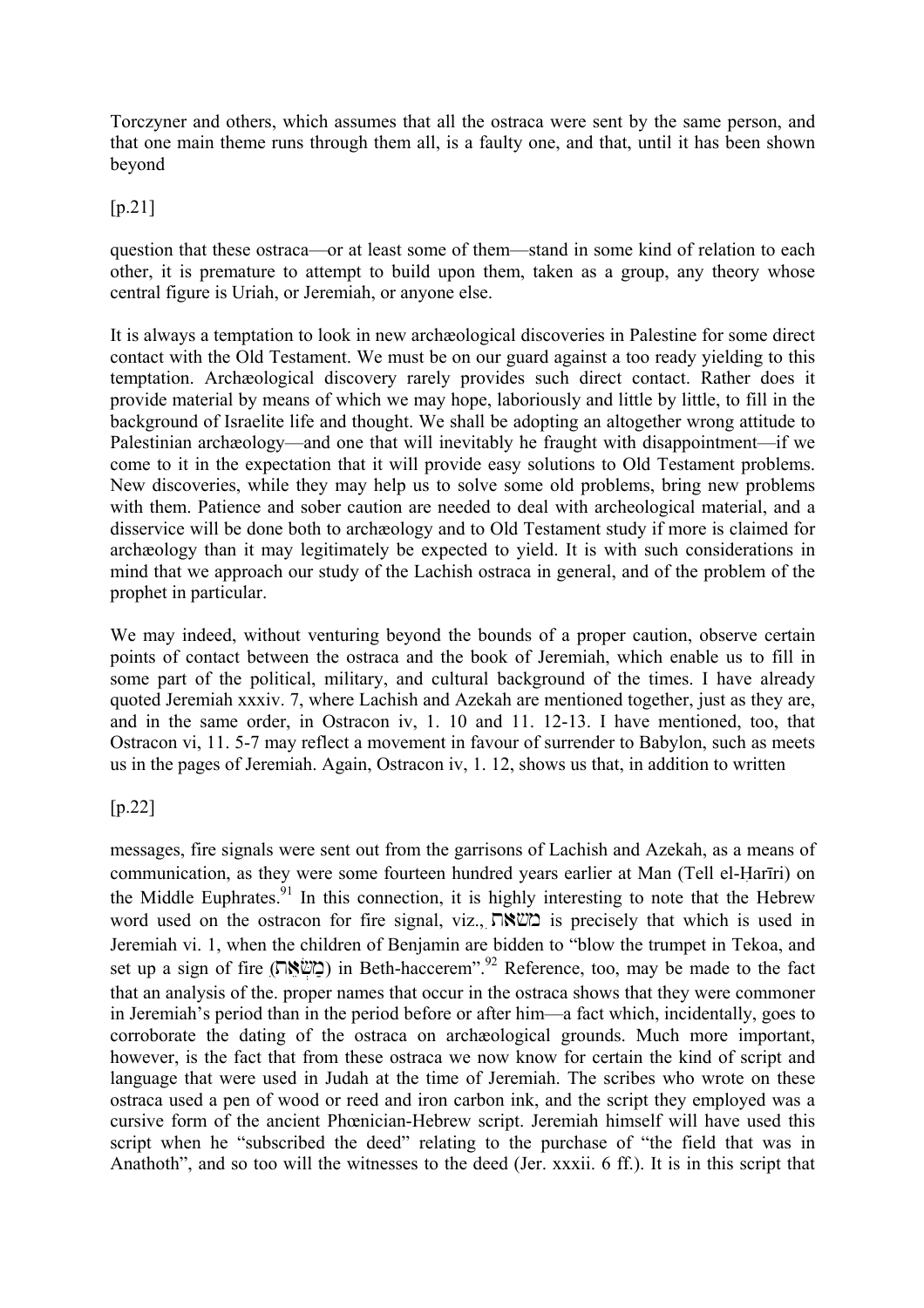Torczyner and others, which assumes that all the ostraca were sent by the same person, and that one main theme runs through them all, is a faulty one, and that, until it has been shown beyond

[p.21]

question that these ostraca—or at least some of them—stand in some kind of relation to each other, it is premature to attempt to build upon them, taken as a group, any theory whose central figure is Uriah, or Jeremiah, or anyone else.

It is always a temptation to look in new archæological discoveries in Palestine for some direct contact with the Old Testament. We must be on our guard against a too ready yielding to this temptation. Archæological discovery rarely provides such direct contact. Rather does it provide material by means of which we may hope, laboriously and little by little, to fill in the background of Israelite life and thought. We shall be adopting an altogether wrong attitude to Palestinian archæology—and one that will inevitably he fraught with disappointment—if we come to it in the expectation that it will provide easy solutions to Old Testament problems. New discoveries, while they may help us to solve some old problems, bring new problems with them. Patience and sober caution are needed to deal with archeological material, and a disservice will be done both to archæology and to Old Testament study if more is claimed for archæology than it may legitimately be expected to yield. It is with such considerations in mind that we approach our study of the Lachish ostraca in general, and of the problem of the prophet in particular.

We may indeed, without venturing beyond the bounds of a proper caution, observe certain points of contact between the ostraca and the book of Jeremiah, which enable us to fill in some part of the political, military, and cultural background of the times. I have already quoted Jeremiah xxxiv. 7, where Lachish and Azekah are mentioned together, just as they are, and in the same order, in Ostracon iv, 1. 10 and 11. 12-13. I have mentioned, too, that Ostracon vi, 11. 5-7 may reflect a movement in favour of surrender to Babylon, such as meets us in the pages of Jeremiah. Again, Ostracon iv, 1. 12, shows us that, in addition to written

[p.22]

messages, fire signals were sent out from the garrisons of Lachish and Azekah, as a means of communication, as they were some fourteen hundred years earlier at Man (Tell el-Ḥarīri) on the Middle Euphrates.[91] In this connection, it is highly interesting to note that the Hebrew word used on the ostracon for fire signal, viz., משאת is precisely that which is used in Jeremiah vi. 1, when the children of Benjamin are bidden to "blow the trumpet in Tekoa, and set up a sign of fire (מַשְׂאֵת) in Beth-haccerem".[92] Reference, too, may be made to the fact that an analysis of the. proper names that occur in the ostraca shows that they were commoner in Jeremiah's period than in the period before or after him—a fact which, incidentally, goes to corroborate the dating of the ostraca on archæological grounds. Much more important, however, is the fact that from these ostraca we now know for certain the kind of script and language that were used in Judah at the time of Jeremiah. The scribes who wrote on these ostraca used a pen of wood or reed and iron carbon ink, and the script they employed was a cursive form of the ancient Phœnician-Hebrew script. Jeremiah himself will have used this script when he "subscribed the deed" relating to the purchase of "the field that was in Anathoth", and so too will the witnesses to the deed (Jer. xxxii. 6 ff.). It is in this script that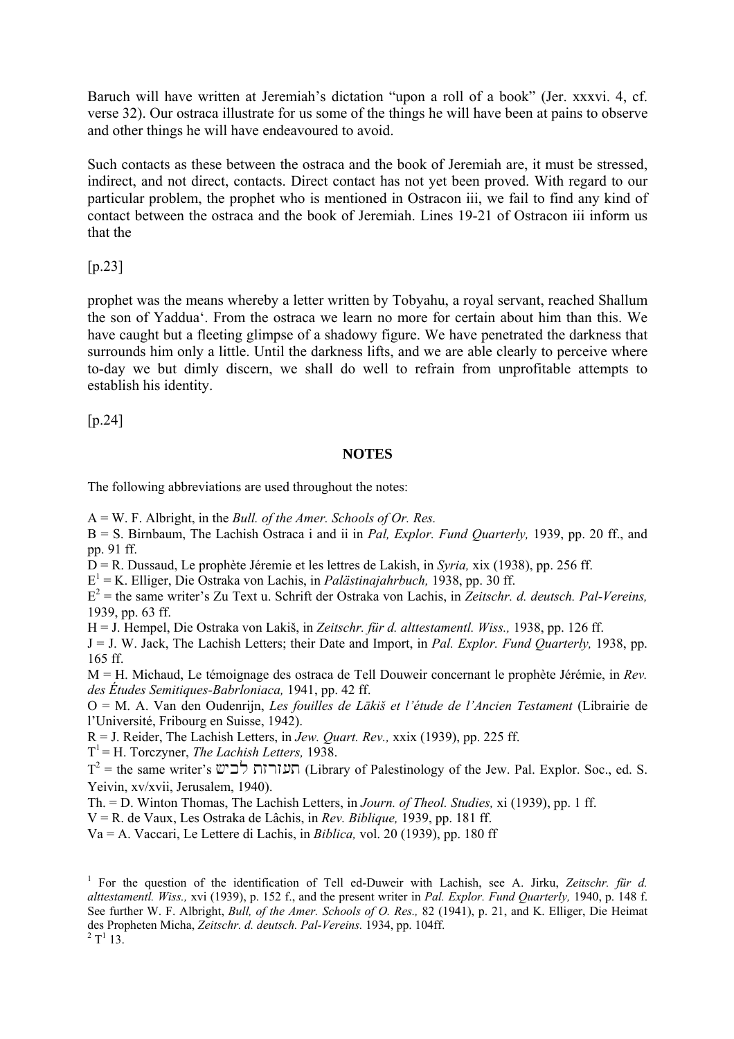Baruch will have written at Jeremiah's dictation "upon a roll of a book" (Jer. xxxvi. 4, cf. verse 32). Our ostraca illustrate for us some of the things he will have been at pains to observe and other things he will have endeavoured to avoid.

Such contacts as these between the ostraca and the book of Jeremiah are, it must be stressed, indirect, and not direct, contacts. Direct contact has not yet been proved. With regard to our particular problem, the prophet who is mentioned in Ostracon iii, we fail to find any kind of contact between the ostraca and the book of Jeremiah. Lines 19-21 of Ostracon iii inform us that the

[p.23]

prophet was the means whereby a letter written by Tobyahu, a royal servant, reached Shallum the son of Yaddua'. From the ostraca we learn no more for certain about him than this. We have caught but a fleeting glimpse of a shadowy figure. We have penetrated the darkness that surrounds him only a little. Until the darkness lifts, and we are able clearly to perceive where to-day we but dimly discern, we shall do well to refrain from unprofitable attempts to establish his identity.

[p.24]

## NOTES

The following abbreviations are used throughout the notes:

A = W. F. Albright, in the *Bull. of the Amer. Schools of Or. Res.*
B = S. Birnbaum, The Lachish Ostraca i and ii in *Pal, Explor. Fund Quarterly,* 1939, pp. 20 ff., and pp. 91 ff.
D = R. Dussaud, Le prophète Jéremie et les lettres de Lakish, in *Syria,* xix (1938), pp. 256 ff.
E[1] = K. Elliger, Die Ostraka von Lachis, in *Palästinajahrbuch,* 1938, pp. 30 ff.
E[2] = the same writer's Zu Text u. Schrift der Ostraka von Lachis, in *Zeitschr. d. deutsch. Pal-Vereins,* 1939, pp. 63 ff.
H = J. Hempel, Die Ostraka von Lakiš, in *Zeitschr. für d. alttestamentl. Wiss.,* 1938, pp. 126 ff.
J = J. W. Jack, The Lachish Letters; their Date and Import, in *Pal. Explor. Fund Quarterly,* 1938, pp. 165 ff.
M = H. Michaud, Le témoignage des ostraca de Tell Douweir concernant le prophète Jérémie, in *Rev. des Études Semitiques-Babrloniaca,* 1941, pp. 42 ff.
O = M. A. Van den Oudenrijn, *Les fouilles de Lākiš et l'étude de l'Ancien Testament* (Librairie de l'Université, Fribourg en Suisse, 1942).
R = J. Reider, The Lachish Letters, in *Jew. Quart. Rev.,* xxix (1939), pp. 225 ff.
T[1] = H. Torczyner, *The Lachish Letters,* 1938.
T[2] = the same writer's תעודות לכיש (Library of Palestinology of the Jew. Pal. Explor. Soc., ed. S. Yeivin, xv/xvii, Jerusalem, 1940).
Th. = D. Winton Thomas, The Lachish Letters, in *Journ. of Theol. Studies,* xi (1939), pp. 1 ff.
V = R. de Vaux, Les Ostraka de Lâchis, in *Rev. Biblique,* 1939, pp. 181 ff.
Va = A. Vaccari, Le Lettere di Lachis, in *Biblica,* vol. 20 (1939), pp. 180 ff

[1] For the question of the identification of Tell ed-Duweir with Lachish, see A. Jirku, *Zeitschr. für d. alttestamentl. Wiss.,* xvi (1939), p. 152 f., and the present writer in *Pal. Explor. Fund Quarterly,* 1940, p. 148 f. See further W. F. Albright, *Bull, of the Amer. Schools of O. Res.,* 82 (1941), p. 21, and K. Elliger, Die Heimat des Propheten Micha, *Zeitschr. d. deutsch. Pal-Vereins.* 1934, pp. 104ff.

[2] T[1] 13.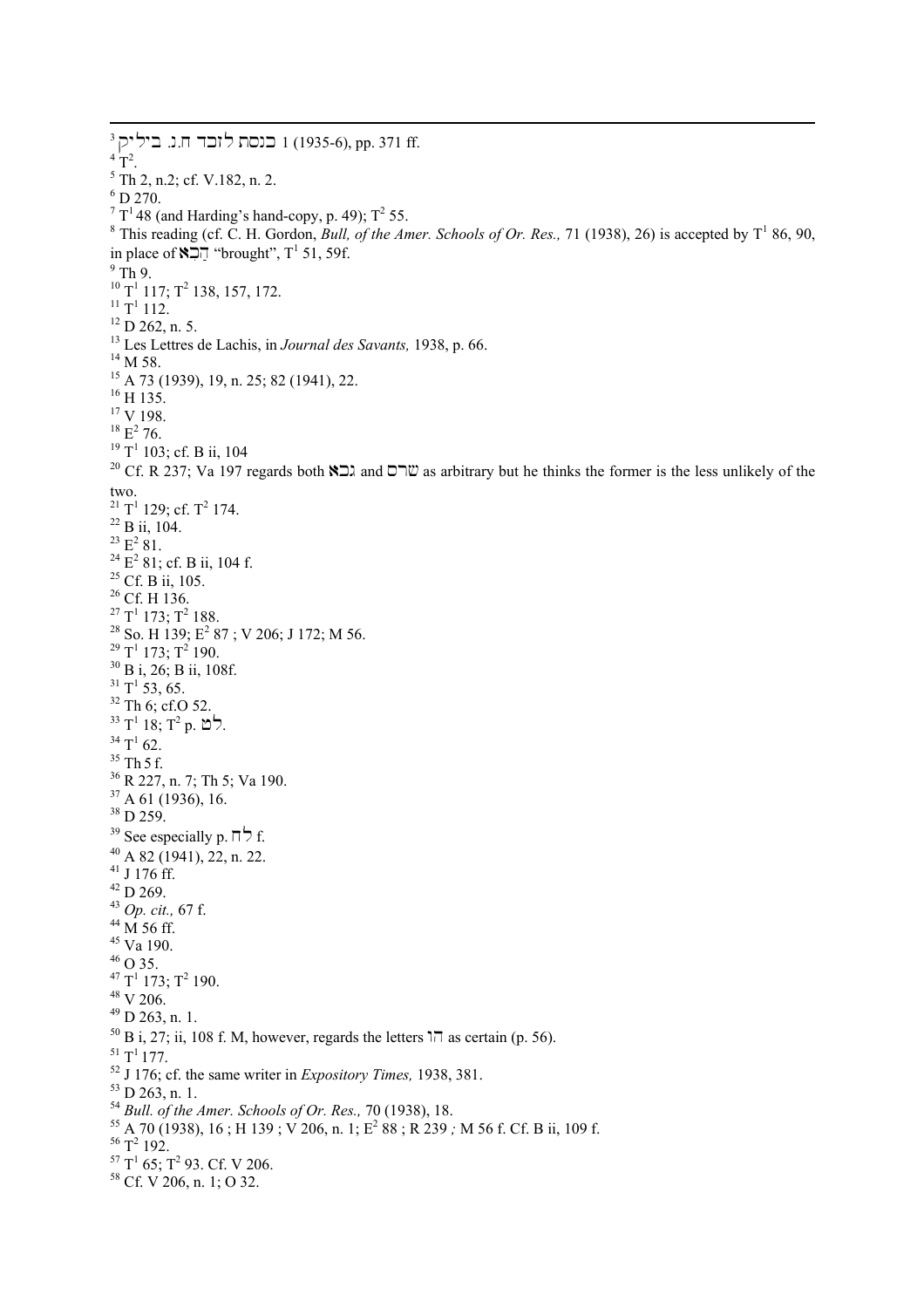[3] כנסת לזכר ח.נ. ביליק 1 (1935-6), pp. 371 ff.

[4] $T^2$.

[5] Th 2, n.2; cf. V.182, n. 2.

[6] D 270.

[7] $T^1$ 48 (and Harding's hand-copy, p. 49); $T^2$ 55.

[8] This reading (cf. C. H. Gordon, *Bull, of the Amer. Schools of Or. Res.,* 71 (1938), 26) is accepted by $T^1$ 86, 90, in place of הֵבָא "brought", $T^1$ 51, 59f.

[9] Th 9.

[10] $T^1$ 117; $T^2$ 138, 157, 172.

[11] $T^1$ 112.

[12] D 262, n. 5.

[13] Les Lettres de Lachis, in *Journal des Savants,* 1938, p. 66.

[14] M 58.

[15] A 73 (1939), 19, n. 25; 82 (1941), 22.

[16] H 135.

[17] V 198.

[18] $E^2$ 76.

[19] $T^1$ 103; cf. B ii, 104

[20] Cf. R 237; Va 197 regards both גבא and שרם as arbitrary but he thinks the former is the less unlikely of the two.

[21] $T^1$ 129; cf. $T^2$ 174.

[22] B ii, 104.

[23] $E^2$ 81.

[24] $E^2$ 81; cf. B ii, 104 f.

[25] Cf. B ii, 105.

[26] Cf. H 136.

[27] $T^1$ 173; $T^2$ 188.

[28] So. H 139; $E^2$ 87 ; V 206; J 172; M 56.

[29] $T^1$ 173; $T^2$ 190.

[30] B i, 26; B ii, 108f.

[31] $T^1$ 53, 65.

[32] Th 6; cf.O 52.

[33] $T^1$ 18; $T^2$ p. לט.

[34] $T^1$ 62.

[35] Th 5 f.

[36] R 227, n. 7; Th 5; Va 190.

[37] A 61 (1936), 16.

[38] D 259.

[39] See especially p. לח f.

[40] A 82 (1941), 22, n. 22.

[41] J 176 ff.

[42] D 269.

[43] *Op. cit.,* 67 f.

[44] M 56 ff.

[45] Va 190.

[46] O 35.

[47] $T^1$ 173; $T^2$ 190.

[48] V 206.

[49] D 263, n. 1.

[50] B i, 27; ii, 108 f. M, however, regards the letters הו as certain (p. 56).

[51] $T^1$ 177.

[52] J 176; cf. the same writer in *Expository Times,* 1938, 381.

[53] D 263, n. 1.

[54] *Bull. of the Amer. Schools of Or. Res.,* 70 (1938), 18.

[55] A 70 (1938), 16 ; H 139 ; V 206, n. 1; $E^2$ 88 ; R 239 *;* M 56 f. Cf. B ii, 109 f.

[56] $T^2$ 192.

[57] $T^1$ 65; $T^2$ 93. Cf. V 206.

[58] Cf. V 206, n. 1; O 32.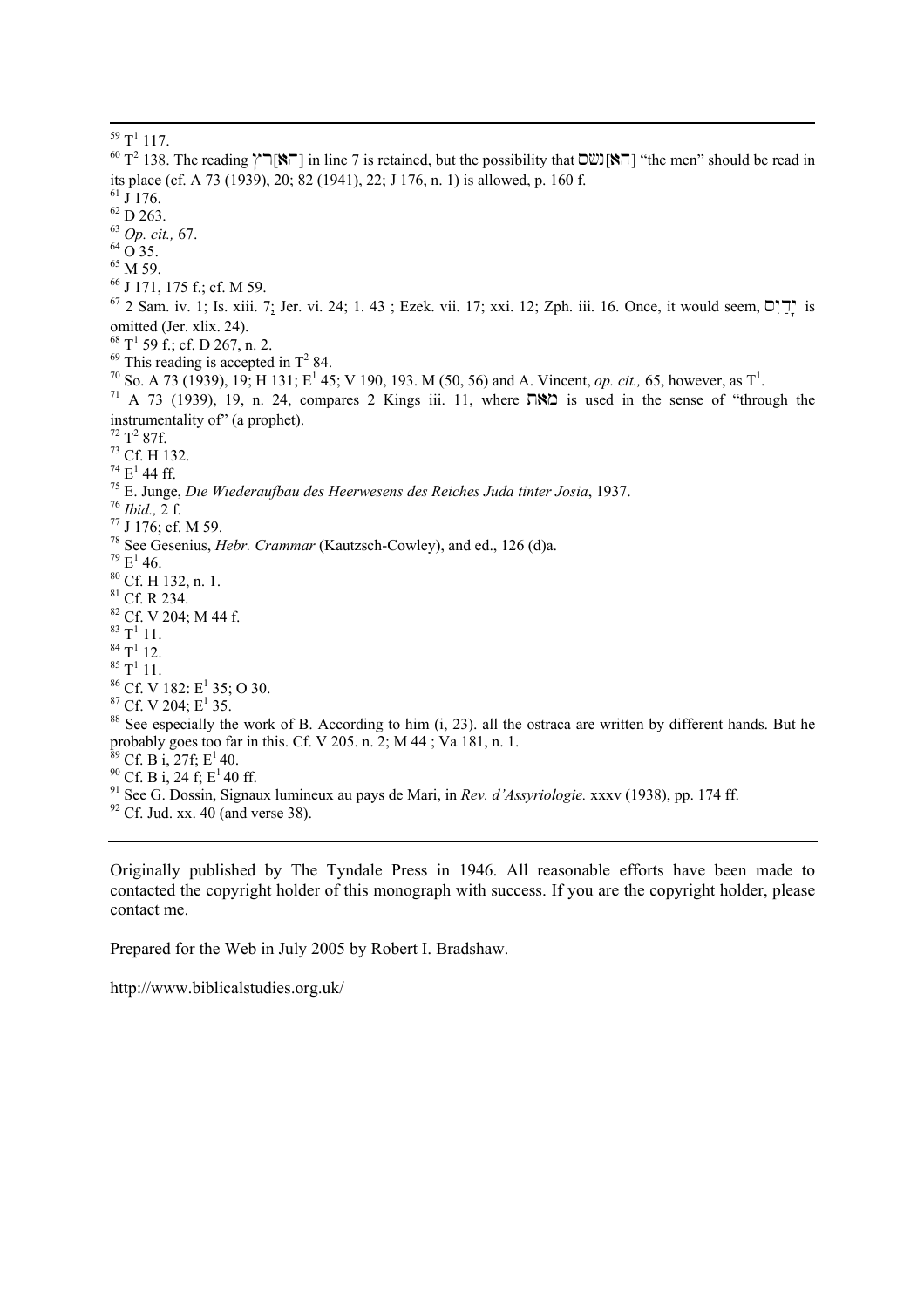[59] T[1] 117.

[60] T[2] 138. The reading ‎[הא]רץ‎ in line 7 is retained, but the possibility that ‎[הא]נשם‎ "the men" should be read in its place (cf. A 73 (1939), 20; 82 (1941), 22; J 176, n. 1) is allowed, p. 160 f.

[61] J 176.

[62] D 263.

[63] *Op. cit.,* 67.

[64] O 35.

[65] M 59.

[66] J 171, 175 f.; cf. M 59.

[67] 2 Sam. iv. 1; Is. xiii. 7; Jer. vi. 24; 1. 43 ; Ezek. vii. 17; xxi. 12; Zph. iii. 16. Once, it would seem, ‎יָדַיִם‎ is omitted (Jer. xlix. 24).

[68] T[1] 59 f.; cf. D 267, n. 2.

[69] This reading is accepted in T[2] 84.

[70] So. A 73 (1939), 19; H 131; E[1] 45; V 190, 193. M (50, 56) and A. Vincent, *op. cit.,* 65, however, as T[1].

[71] A 73 (1939), 19, n. 24, compares 2 Kings iii. 11, where ‎מאת‎ is used in the sense of "through the instrumentality of" (a prophet).

[72] T[2] 87f.

[73] Cf. H 132.

[74] E[1] 44 ff.

[75] E. Junge, *Die Wiederaufbau des Heerwesens des Reiches Juda tinter Josia*, 1937.

[76] *Ibid.,* 2 f.

[77] J 176; cf. M 59.

[78] See Gesenius, *Hebr. Crammar* (Kautzsch-Cowley), and ed., 126 (d)a.

[79] E[1] 46.

[80] Cf. H 132, n. 1.

[81] Cf. R 234.

[82] Cf. V 204; M 44 f.

[83] T[1] 11.

[84] T[1] 12.

[85] T[1] 11.

[86] Cf. V 182: E[1] 35; O 30.

[87] Cf. V 204; E[1] 35.

[88] See especially the work of B. According to him (i, 23). all the ostraca are written by different hands. But he probably goes too far in this. Cf. V 205. n. 2; M 44 ; Va 181, n. 1.

[89] Cf. B i, 27f; E[1] 40.

[90] Cf. B i, 24 f; E[1] 40 ff.

[91] See G. Dossin, Signaux lumineux au pays de Mari, in *Rev. d'Assyriologie.* xxxv (1938), pp. 174 ff.

[92] Cf. Jud. xx. 40 (and verse 38).

---

Originally published by The Tyndale Press in 1946. All reasonable efforts have been made to contacted the copyright holder of this monograph with success. If you are the copyright holder, please contact me.

Prepared for the Web in July 2005 by Robert I. Bradshaw.

http://www.biblicalstudies.org.uk/